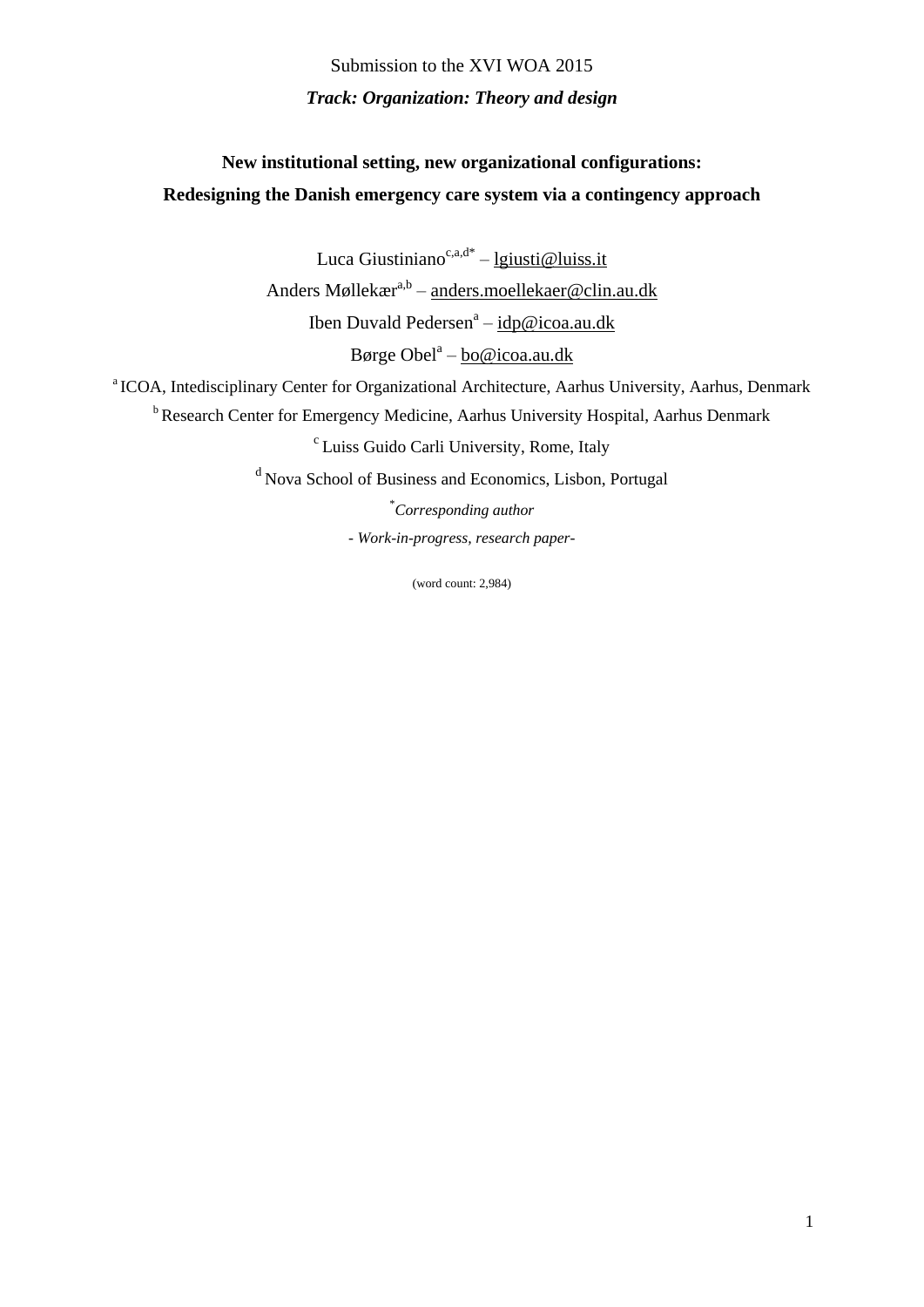Submission to the XVI WOA 2015

***Track: Organization: Theory and design***

# New institutional setting, new organizational configurations: Redesigning the Danish emergency care system via a contingency approach

Luca Giustiniano[c,a,d*] – lgiusti@luiss.it

Anders Møllekær[a,b] – anders.moellekaer@clin.au.dk

Iben Duvald Pedersen[a] – idp@icoa.au.dk

Børge Obel[a] – bo@icoa.au.dk

[a] ICOA, Intedisciplinary Center for Organizational Architecture, Aarhus University, Aarhus, Denmark

[b] Research Center for Emergency Medicine, Aarhus University Hospital, Aarhus Denmark

[c] Luiss Guido Carli University, Rome, Italy

[d] Nova School of Business and Economics, Lisbon, Portugal

[*] *Corresponding author*

*- Work-in-progress, research paper-*

(word count: 2,984)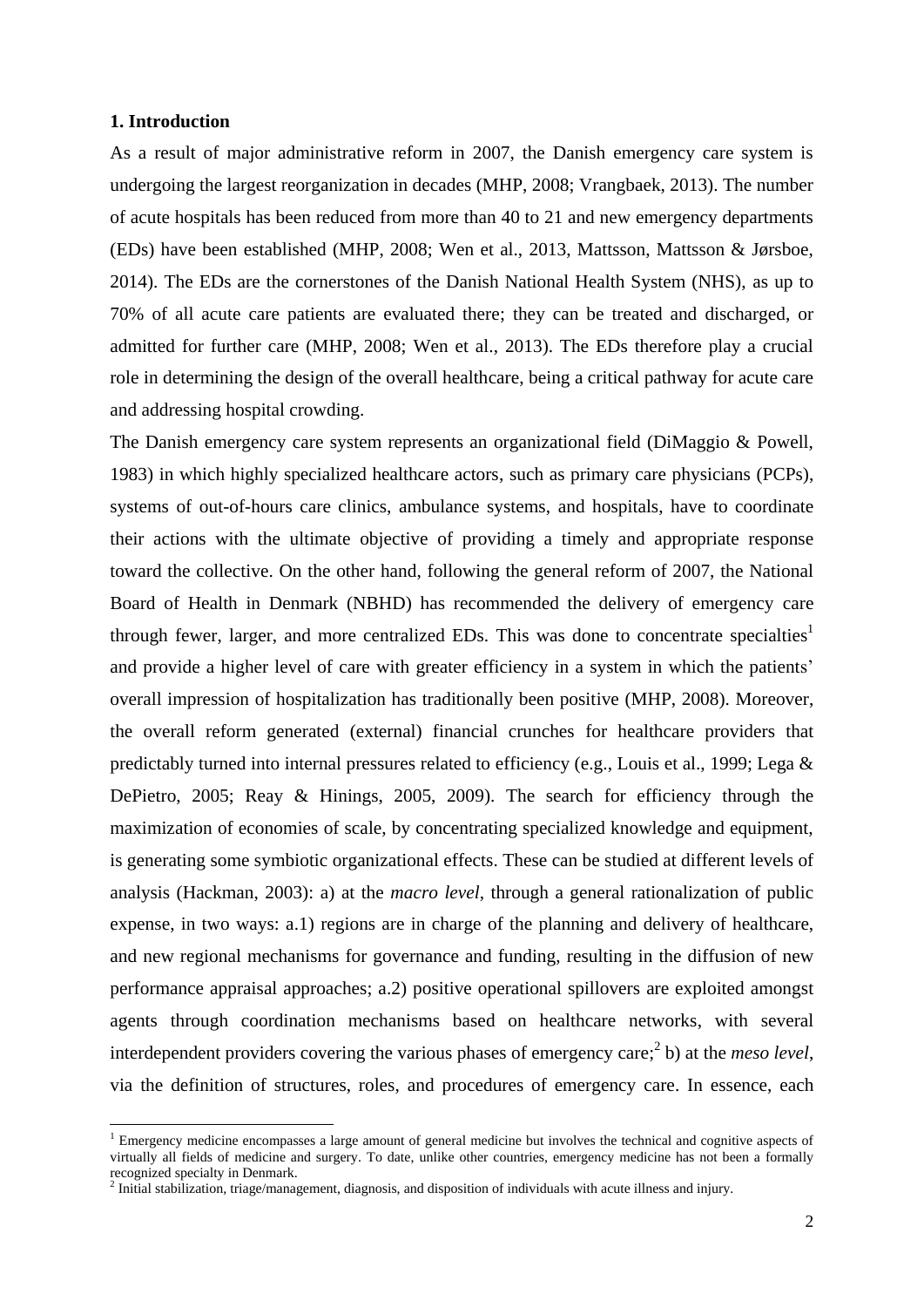## 1. Introduction

As a result of major administrative reform in 2007, the Danish emergency care system is undergoing the largest reorganization in decades (MHP, 2008; Vrangbaek, 2013). The number of acute hospitals has been reduced from more than 40 to 21 and new emergency departments (EDs) have been established (MHP, 2008; Wen et al., 2013, Mattsson, Mattsson & Jørsboe, 2014). The EDs are the cornerstones of the Danish National Health System (NHS), as up to 70% of all acute care patients are evaluated there; they can be treated and discharged, or admitted for further care (MHP, 2008; Wen et al., 2013). The EDs therefore play a crucial role in determining the design of the overall healthcare, being a critical pathway for acute care and addressing hospital crowding.

The Danish emergency care system represents an organizational field (DiMaggio & Powell, 1983) in which highly specialized healthcare actors, such as primary care physicians (PCPs), systems of out-of-hours care clinics, ambulance systems, and hospitals, have to coordinate their actions with the ultimate objective of providing a timely and appropriate response toward the collective. On the other hand, following the general reform of 2007, the National Board of Health in Denmark (NBHD) has recommended the delivery of emergency care through fewer, larger, and more centralized EDs. This was done to concentrate specialties[1] and provide a higher level of care with greater efficiency in a system in which the patients' overall impression of hospitalization has traditionally been positive (MHP, 2008). Moreover, the overall reform generated (external) financial crunches for healthcare providers that predictably turned into internal pressures related to efficiency (e.g., Louis et al., 1999; Lega & DePietro, 2005; Reay & Hinings, 2005, 2009). The search for efficiency through the maximization of economies of scale, by concentrating specialized knowledge and equipment, is generating some symbiotic organizational effects. These can be studied at different levels of analysis (Hackman, 2003): a) at the *macro level*, through a general rationalization of public expense, in two ways: a.1) regions are in charge of the planning and delivery of healthcare, and new regional mechanisms for governance and funding, resulting in the diffusion of new performance appraisal approaches; a.2) positive operational spillovers are exploited amongst agents through coordination mechanisms based on healthcare networks, with several interdependent providers covering the various phases of emergency care;[2] b) at the *meso level*, via the definition of structures, roles, and procedures of emergency care. In essence, each

---

[1] Emergency medicine encompasses a large amount of general medicine but involves the technical and cognitive aspects of virtually all fields of medicine and surgery. To date, unlike other countries, emergency medicine has not been a formally recognized specialty in Denmark.

[2] Initial stabilization, triage/management, diagnosis, and disposition of individuals with acute illness and injury.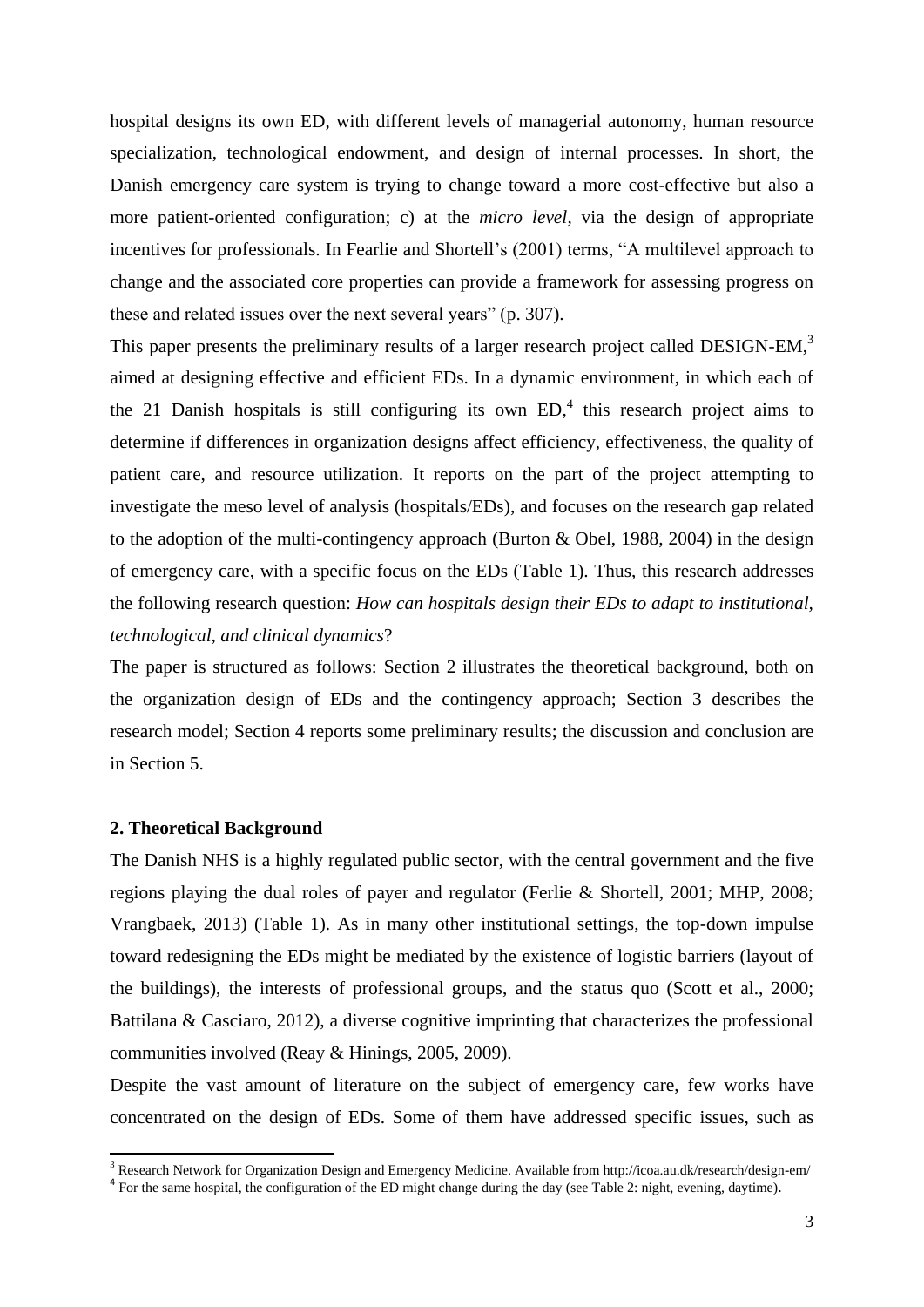hospital designs its own ED, with different levels of managerial autonomy, human resource specialization, technological endowment, and design of internal processes. In short, the Danish emergency care system is trying to change toward a more cost-effective but also a more patient-oriented configuration; c) at the *micro level*, via the design of appropriate incentives for professionals. In Fearlie and Shortell's (2001) terms, "A multilevel approach to change and the associated core properties can provide a framework for assessing progress on these and related issues over the next several years" (p. 307).

This paper presents the preliminary results of a larger research project called DESIGN-EM,[3] aimed at designing effective and efficient EDs. In a dynamic environment, in which each of the 21 Danish hospitals is still configuring its own ED,[4] this research project aims to determine if differences in organization designs affect efficiency, effectiveness, the quality of patient care, and resource utilization. It reports on the part of the project attempting to investigate the meso level of analysis (hospitals/EDs), and focuses on the research gap related to the adoption of the multi-contingency approach (Burton & Obel, 1988, 2004) in the design of emergency care, with a specific focus on the EDs (Table 1). Thus, this research addresses the following research question: *How can hospitals design their EDs to adapt to institutional, technological, and clinical dynamics*?

The paper is structured as follows: Section 2 illustrates the theoretical background, both on the organization design of EDs and the contingency approach; Section 3 describes the research model; Section 4 reports some preliminary results; the discussion and conclusion are in Section 5.

## 2. Theoretical Background

The Danish NHS is a highly regulated public sector, with the central government and the five regions playing the dual roles of payer and regulator (Ferlie & Shortell, 2001; MHP, 2008; Vrangbaek, 2013) (Table 1). As in many other institutional settings, the top-down impulse toward redesigning the EDs might be mediated by the existence of logistic barriers (layout of the buildings), the interests of professional groups, and the status quo (Scott et al., 2000; Battilana & Casciaro, 2012), a diverse cognitive imprinting that characterizes the professional communities involved (Reay & Hinings, 2005, 2009).

Despite the vast amount of literature on the subject of emergency care, few works have concentrated on the design of EDs. Some of them have addressed specific issues, such as

[3] Research Network for Organization Design and Emergency Medicine. Available from http://icoa.au.dk/research/design-em/

[4] For the same hospital, the configuration of the ED might change during the day (see Table 2: night, evening, daytime).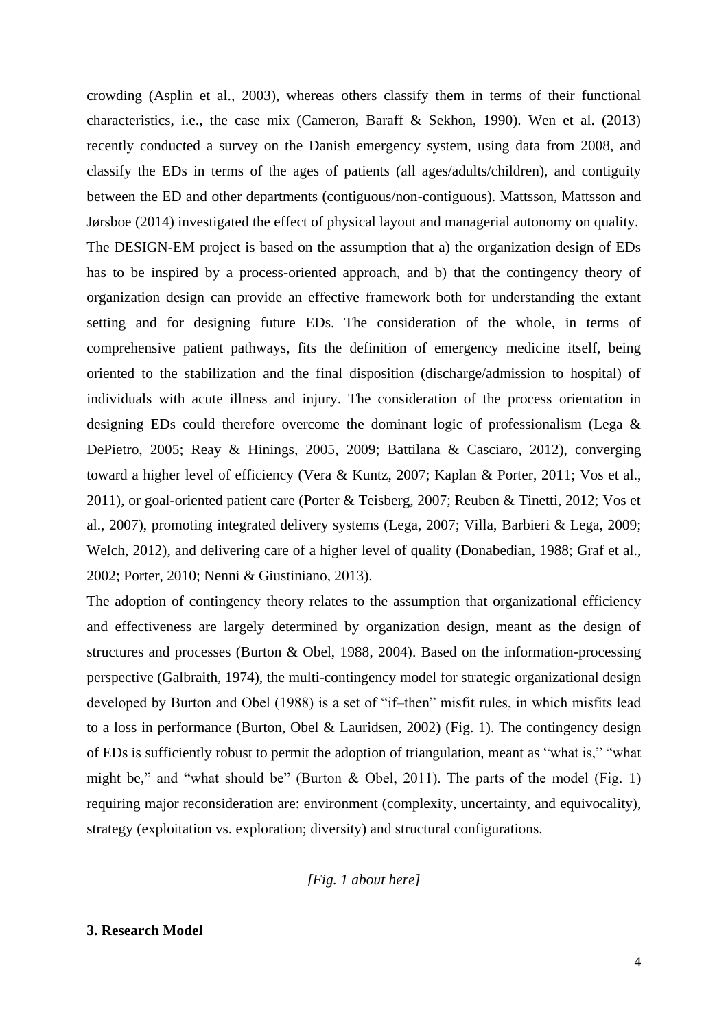crowding (Asplin et al., 2003), whereas others classify them in terms of their functional characteristics, i.e., the case mix (Cameron, Baraff & Sekhon, 1990). Wen et al. (2013) recently conducted a survey on the Danish emergency system, using data from 2008, and classify the EDs in terms of the ages of patients (all ages/adults/children), and contiguity between the ED and other departments (contiguous/non-contiguous). Mattsson, Mattsson and Jørsboe (2014) investigated the effect of physical layout and managerial autonomy on quality.

The DESIGN-EM project is based on the assumption that a) the organization design of EDs has to be inspired by a process-oriented approach, and b) that the contingency theory of organization design can provide an effective framework both for understanding the extant setting and for designing future EDs. The consideration of the whole, in terms of comprehensive patient pathways, fits the definition of emergency medicine itself, being oriented to the stabilization and the final disposition (discharge/admission to hospital) of individuals with acute illness and injury. The consideration of the process orientation in designing EDs could therefore overcome the dominant logic of professionalism (Lega & DePietro, 2005; Reay & Hinings, 2005, 2009; Battilana & Casciaro, 2012), converging toward a higher level of efficiency (Vera & Kuntz, 2007; Kaplan & Porter, 2011; Vos et al., 2011), or goal-oriented patient care (Porter & Teisberg, 2007; Reuben & Tinetti, 2012; Vos et al., 2007), promoting integrated delivery systems (Lega, 2007; Villa, Barbieri & Lega, 2009; Welch, 2012), and delivering care of a higher level of quality (Donabedian, 1988; Graf et al., 2002; Porter, 2010; Nenni & Giustiniano, 2013).

The adoption of contingency theory relates to the assumption that organizational efficiency and effectiveness are largely determined by organization design, meant as the design of structures and processes (Burton & Obel, 1988, 2004). Based on the information-processing perspective (Galbraith, 1974), the multi-contingency model for strategic organizational design developed by Burton and Obel (1988) is a set of "if–then" misfit rules, in which misfits lead to a loss in performance (Burton, Obel & Lauridsen, 2002) (Fig. 1). The contingency design of EDs is sufficiently robust to permit the adoption of triangulation, meant as "what is," "what might be," and "what should be" (Burton & Obel, 2011). The parts of the model (Fig. 1) requiring major reconsideration are: environment (complexity, uncertainty, and equivocality), strategy (exploitation vs. exploration; diversity) and structural configurations.

*[Fig. 1 about here]*

## 3. Research Model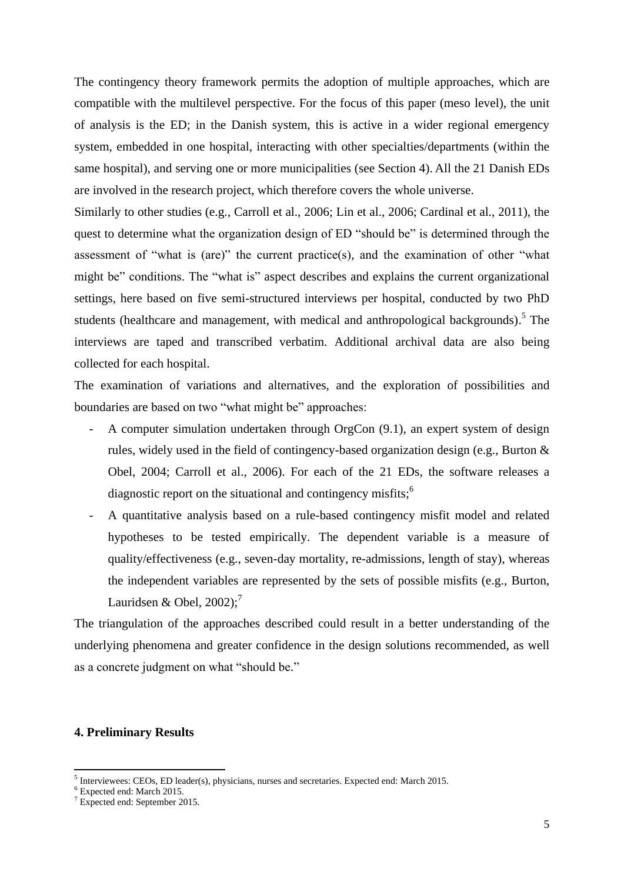The contingency theory framework permits the adoption of multiple approaches, which are compatible with the multilevel perspective. For the focus of this paper (meso level), the unit of analysis is the ED; in the Danish system, this is active in a wider regional emergency system, embedded in one hospital, interacting with other specialties/departments (within the same hospital), and serving one or more municipalities (see Section 4). All the 21 Danish EDs are involved in the research project, which therefore covers the whole universe.

Similarly to other studies (e.g., Carroll et al., 2006; Lin et al., 2006; Cardinal et al., 2011), the quest to determine what the organization design of ED "should be" is determined through the assessment of "what is (are)" the current practice(s), and the examination of other "what might be" conditions. The "what is" aspect describes and explains the current organizational settings, here based on five semi-structured interviews per hospital, conducted by two PhD students (healthcare and management, with medical and anthropological backgrounds).[5] The interviews are taped and transcribed verbatim. Additional archival data are also being collected for each hospital.

The examination of variations and alternatives, and the exploration of possibilities and boundaries are based on two "what might be" approaches:

- A computer simulation undertaken through OrgCon (9.1), an expert system of design rules, widely used in the field of contingency-based organization design (e.g., Burton & Obel, 2004; Carroll et al., 2006). For each of the 21 EDs, the software releases a diagnostic report on the situational and contingency misfits;[6]
- A quantitative analysis based on a rule-based contingency misfit model and related hypotheses to be tested empirically. The dependent variable is a measure of quality/effectiveness (e.g., seven-day mortality, re-admissions, length of stay), whereas the independent variables are represented by the sets of possible misfits (e.g., Burton, Lauridsen & Obel, 2002);[7]

The triangulation of the approaches described could result in a better understanding of the underlying phenomena and greater confidence in the design solutions recommended, as well as a concrete judgment on what "should be."

## 4. Preliminary Results

[5] Interviewees: CEOs, ED leader(s), physicians, nurses and secretaries. Expected end: March 2015.

[6] Expected end: March 2015.

[7] Expected end: September 2015.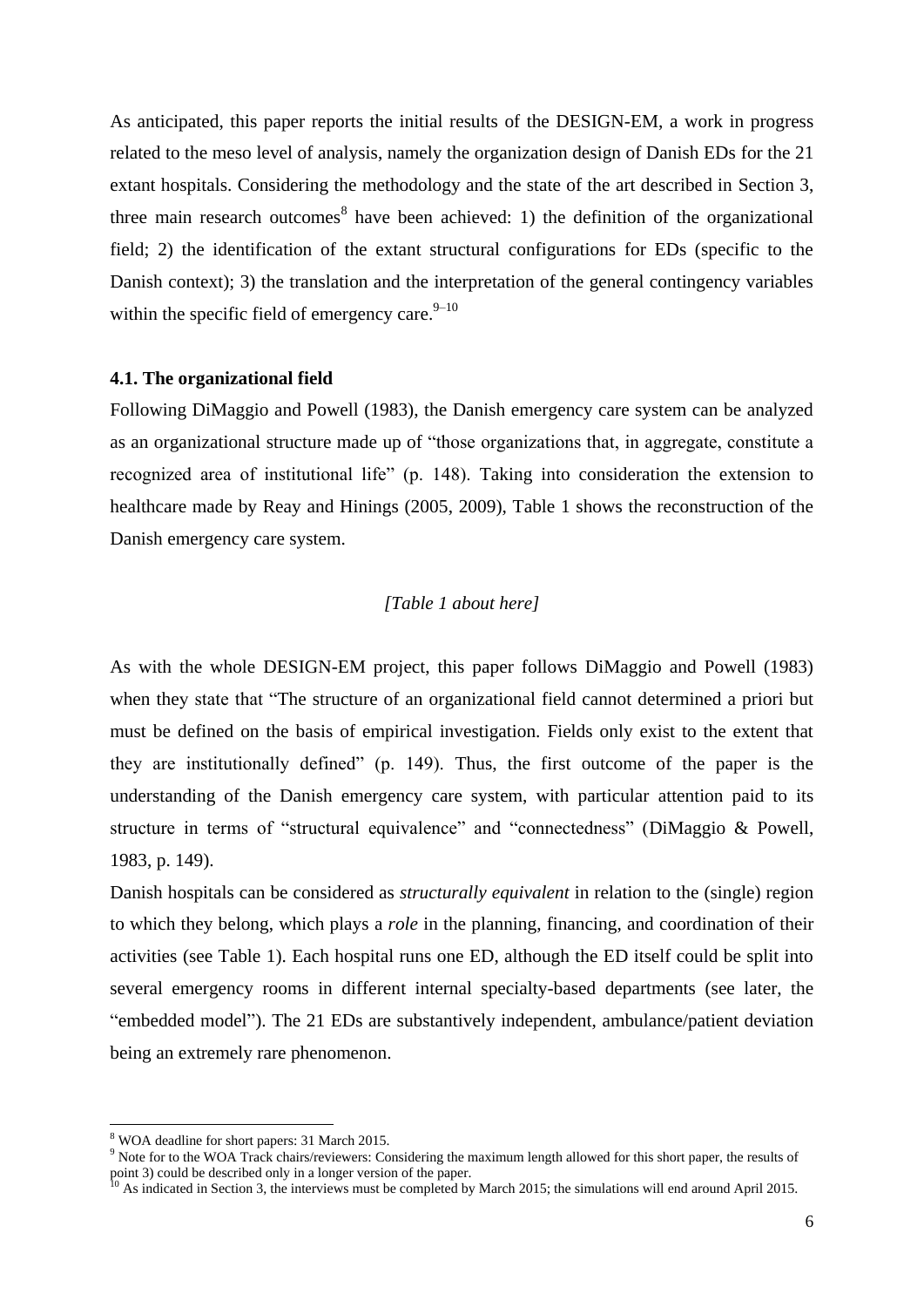As anticipated, this paper reports the initial results of the DESIGN-EM, a work in progress related to the meso level of analysis, namely the organization design of Danish EDs for the 21 extant hospitals. Considering the methodology and the state of the art described in Section 3, three main research outcomes[8] have been achieved: 1) the definition of the organizational field; 2) the identification of the extant structural configurations for EDs (specific to the Danish context); 3) the translation and the interpretation of the general contingency variables within the specific field of emergency care.[9–10]

### 4.1. The organizational field

Following DiMaggio and Powell (1983), the Danish emergency care system can be analyzed as an organizational structure made up of "those organizations that, in aggregate, constitute a recognized area of institutional life" (p. 148). Taking into consideration the extension to healthcare made by Reay and Hinings (2005, 2009), Table 1 shows the reconstruction of the Danish emergency care system.

*[Table 1 about here]*

As with the whole DESIGN-EM project, this paper follows DiMaggio and Powell (1983) when they state that "The structure of an organizational field cannot determined a priori but must be defined on the basis of empirical investigation. Fields only exist to the extent that they are institutionally defined" (p. 149). Thus, the first outcome of the paper is the understanding of the Danish emergency care system, with particular attention paid to its structure in terms of "structural equivalence" and "connectedness" (DiMaggio & Powell, 1983, p. 149).

Danish hospitals can be considered as *structurally equivalent* in relation to the (single) region to which they belong, which plays a *role* in the planning, financing, and coordination of their activities (see Table 1). Each hospital runs one ED, although the ED itself could be split into several emergency rooms in different internal specialty-based departments (see later, the "embedded model"). The 21 EDs are substantively independent, ambulance/patient deviation being an extremely rare phenomenon.

---

[8] WOA deadline for short papers: 31 March 2015.

[9] Note for to the WOA Track chairs/reviewers: Considering the maximum length allowed for this short paper, the results of point 3) could be described only in a longer version of the paper.

[10] As indicated in Section 3, the interviews must be completed by March 2015; the simulations will end around April 2015.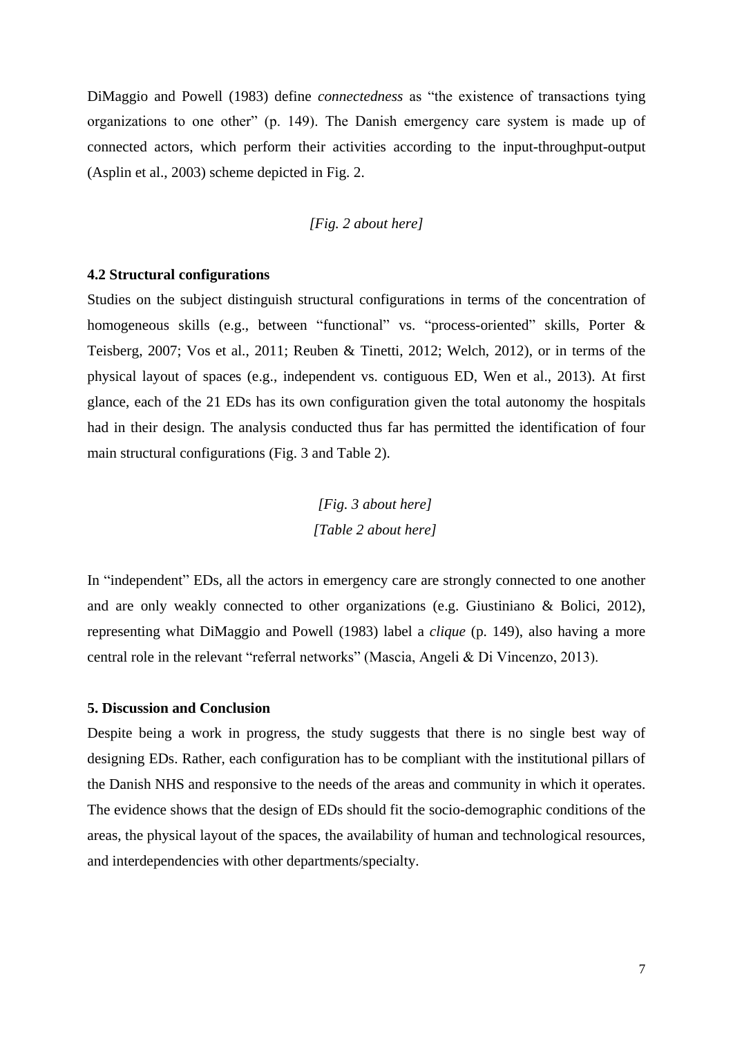DiMaggio and Powell (1983) define *connectedness* as "the existence of transactions tying organizations to one other" (p. 149). The Danish emergency care system is made up of connected actors, which perform their activities according to the input-throughput-output (Asplin et al., 2003) scheme depicted in Fig. 2.

*[Fig. 2 about here]*

### 4.2 Structural configurations

Studies on the subject distinguish structural configurations in terms of the concentration of homogeneous skills (e.g., between "functional" vs. "process-oriented" skills, Porter & Teisberg, 2007; Vos et al., 2011; Reuben & Tinetti, 2012; Welch, 2012), or in terms of the physical layout of spaces (e.g., independent vs. contiguous ED, Wen et al., 2013). At first glance, each of the 21 EDs has its own configuration given the total autonomy the hospitals had in their design. The analysis conducted thus far has permitted the identification of four main structural configurations (Fig. 3 and Table 2).

*[Fig. 3 about here]*
*[Table 2 about here]*

In "independent" EDs, all the actors in emergency care are strongly connected to one another and are only weakly connected to other organizations (e.g. Giustiniano & Bolici, 2012), representing what DiMaggio and Powell (1983) label a *clique* (p. 149), also having a more central role in the relevant "referral networks" (Mascia, Angeli & Di Vincenzo, 2013).

## 5. Discussion and Conclusion

Despite being a work in progress, the study suggests that there is no single best way of designing EDs. Rather, each configuration has to be compliant with the institutional pillars of the Danish NHS and responsive to the needs of the areas and community in which it operates. The evidence shows that the design of EDs should fit the socio-demographic conditions of the areas, the physical layout of the spaces, the availability of human and technological resources, and interdependencies with other departments/specialty.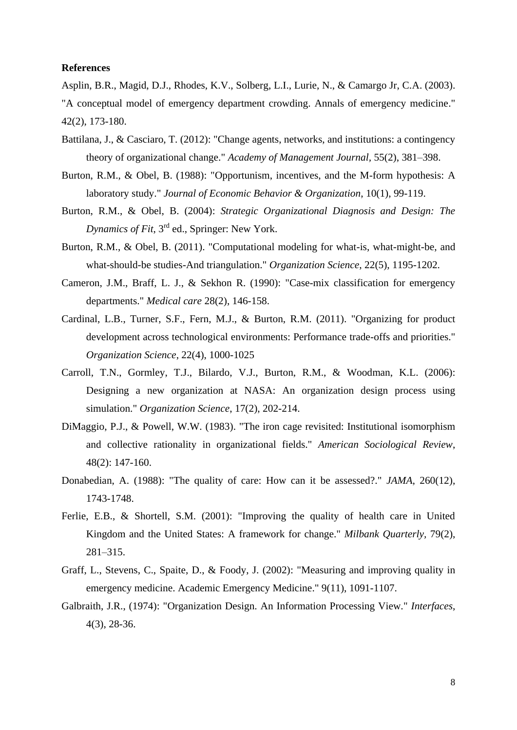**References**

Asplin, B.R., Magid, D.J., Rhodes, K.V., Solberg, L.I., Lurie, N., & Camargo Jr, C.A. (2003). "A conceptual model of emergency department crowding. Annals of emergency medicine." 42(2), 173-180.

Battilana, J., & Casciaro, T. (2012): "Change agents, networks, and institutions: a contingency theory of organizational change." *Academy of Management Journal*, 55(2), 381–398.

Burton, R.M., & Obel, B. (1988): "Opportunism, incentives, and the M-form hypothesis: A laboratory study." *Journal of Economic Behavior & Organization*, 10(1), 99-119.

Burton, R.M., & Obel, B. (2004): *Strategic Organizational Diagnosis and Design: The Dynamics of Fit*, 3rd ed., Springer: New York.

Burton, R.M., & Obel, B. (2011). "Computational modeling for what-is, what-might-be, and what-should-be studies-And triangulation." *Organization Science*, 22(5), 1195-1202.

Cameron, J.M., Braff, L. J., & Sekhon R. (1990): "Case-mix classification for emergency departments." *Medical care* 28(2), 146-158.

Cardinal, L.B., Turner, S.F., Fern, M.J., & Burton, R.M. (2011). "Organizing for product development across technological environments: Performance trade-offs and priorities." *Organization Science*, 22(4), 1000-1025

Carroll, T.N., Gormley, T.J., Bilardo, V.J., Burton, R.M., & Woodman, K.L. (2006): Designing a new organization at NASA: An organization design process using simulation." *Organization Science*, 17(2), 202-214.

DiMaggio, P.J., & Powell, W.W. (1983). "The iron cage revisited: Institutional isomorphism and collective rationality in organizational fields." *American Sociological Review*, 48(2): 147-160.

Donabedian, A. (1988): "The quality of care: How can it be assessed?." *JAMA*, 260(12), 1743-1748.

Ferlie, E.B., & Shortell, S.M. (2001): "Improving the quality of health care in United Kingdom and the United States: A framework for change." *Milbank Quarterly*, 79(2), 281–315.

Graff, L., Stevens, C., Spaite, D., & Foody, J. (2002): "Measuring and improving quality in emergency medicine. Academic Emergency Medicine." 9(11), 1091-1107.

Galbraith, J.R., (1974): "Organization Design. An Information Processing View." *Interfaces*, 4(3), 28-36.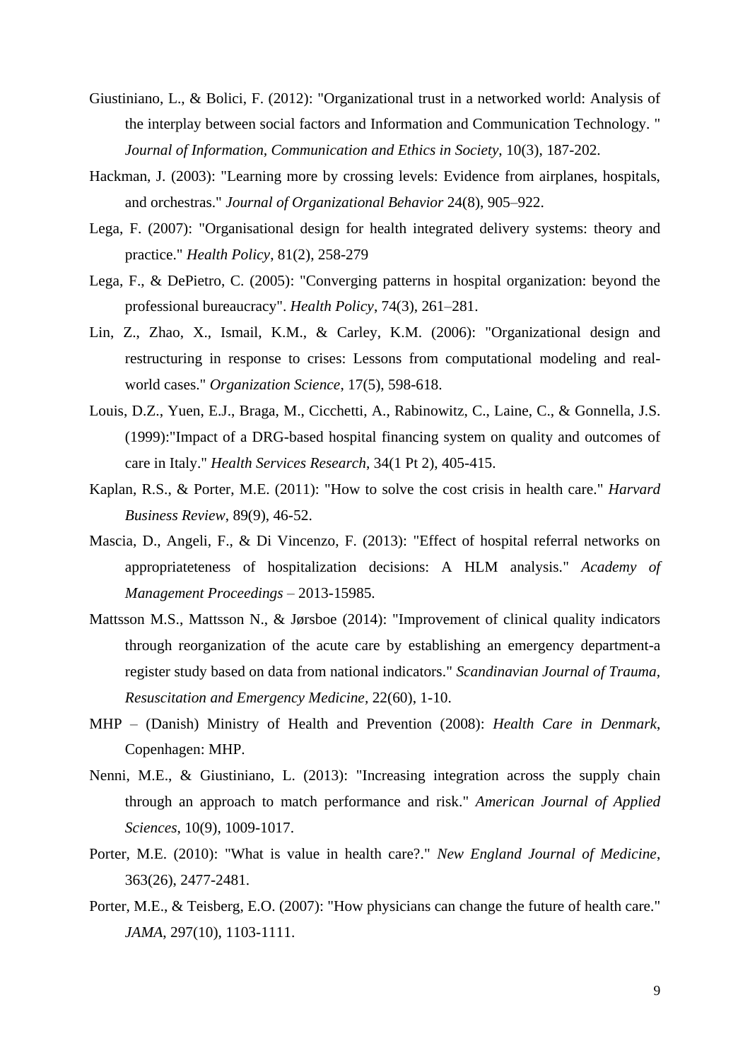Giustiniano, L., & Bolici, F. (2012): "Organizational trust in a networked world: Analysis of the interplay between social factors and Information and Communication Technology. " *Journal of Information, Communication and Ethics in Society*, 10(3), 187-202.

Hackman, J. (2003): "Learning more by crossing levels: Evidence from airplanes, hospitals, and orchestras." *Journal of Organizational Behavior* 24(8), 905–922.

Lega, F. (2007): "Organisational design for health integrated delivery systems: theory and practice." *Health Policy*, 81(2), 258-279

Lega, F., & DePietro, C. (2005): "Converging patterns in hospital organization: beyond the professional bureaucracy". *Health Policy*, 74(3), 261–281.

Lin, Z., Zhao, X., Ismail, K.M., & Carley, K.M. (2006): "Organizational design and restructuring in response to crises: Lessons from computational modeling and real-world cases." *Organization Science*, 17(5), 598-618.

Louis, D.Z., Yuen, E.J., Braga, M., Cicchetti, A., Rabinowitz, C., Laine, C., & Gonnella, J.S. (1999):"Impact of a DRG-based hospital financing system on quality and outcomes of care in Italy." *Health Services Research*, 34(1 Pt 2), 405-415.

Kaplan, R.S., & Porter, M.E. (2011): "How to solve the cost crisis in health care." *Harvard Business Review*, 89(9), 46-52.

Mascia, D., Angeli, F., & Di Vincenzo, F. (2013): "Effect of hospital referral networks on appropriateteness of hospitalization decisions: A HLM analysis." *Academy of Management Proceedings* – 2013-15985.

Mattsson M.S., Mattsson N., & Jørsboe (2014): "Improvement of clinical quality indicators through reorganization of the acute care by establishing an emergency department-a register study based on data from national indicators." *Scandinavian Journal of Trauma, Resuscitation and Emergency Medicine*, 22(60), 1-10.

MHP – (Danish) Ministry of Health and Prevention (2008): *Health Care in Denmark*, Copenhagen: MHP.

Nenni, M.E., & Giustiniano, L. (2013): "Increasing integration across the supply chain through an approach to match performance and risk." *American Journal of Applied Sciences*, 10(9), 1009-1017.

Porter, M.E. (2010): "What is value in health care?." *New England Journal of Medicine*, 363(26), 2477-2481.

Porter, M.E., & Teisberg, E.O. (2007): "How physicians can change the future of health care." *JAMA*, 297(10), 1103-1111.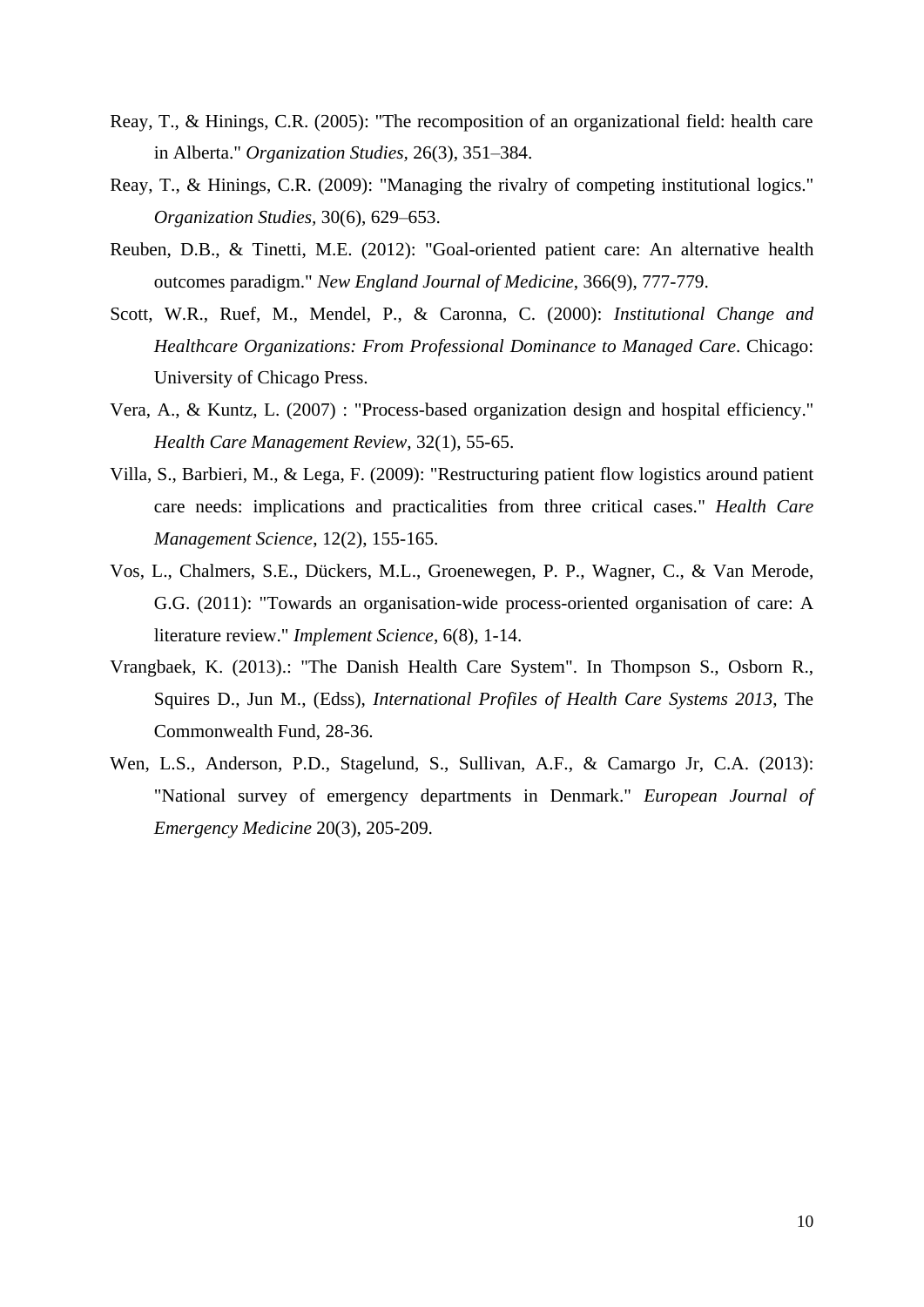Reay, T., & Hinings, C.R. (2005): "The recomposition of an organizational field: health care in Alberta." *Organization Studies*, 26(3), 351–384.

Reay, T., & Hinings, C.R. (2009): "Managing the rivalry of competing institutional logics." *Organization Studies,* 30(6), 629–653.

Reuben, D.B., & Tinetti, M.E. (2012): "Goal-oriented patient care: An alternative health outcomes paradigm." *New England Journal of Medicine*, 366(9), 777-779.

Scott, W.R., Ruef, M., Mendel, P., & Caronna, C. (2000): *Institutional Change and Healthcare Organizations: From Professional Dominance to Managed Care*. Chicago: University of Chicago Press.

Vera, A., & Kuntz, L. (2007) : "Process-based organization design and hospital efficiency." *Health Care Management Review*, 32(1), 55-65.

Villa, S., Barbieri, M., & Lega, F. (2009): "Restructuring patient flow logistics around patient care needs: implications and practicalities from three critical cases." *Health Care Management Science*, 12(2), 155-165.

Vos, L., Chalmers, S.E., Dückers, M.L., Groenewegen, P. P., Wagner, C., & Van Merode, G.G. (2011): "Towards an organisation-wide process-oriented organisation of care: A literature review." *Implement Science*, 6(8), 1-14.

Vrangbaek, K. (2013).: "The Danish Health Care System". In Thompson S., Osborn R., Squires D., Jun M., (Edss), *International Profiles of Health Care Systems 2013*, The Commonwealth Fund, 28-36.

Wen, L.S., Anderson, P.D., Stagelund, S., Sullivan, A.F., & Camargo Jr, C.A. (2013): "National survey of emergency departments in Denmark." *European Journal of Emergency Medicine* 20(3), 205-209.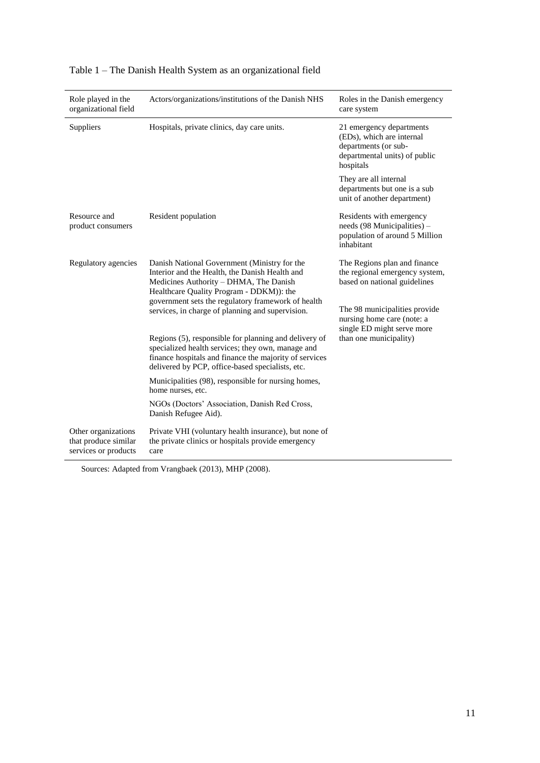Table 1 – The Danish Health System as an organizational field

| Role played in the organizational field | Actors/organizations/institutions of the Danish NHS | Roles in the Danish emergency care system |
|---|---|---|
| Suppliers | Hospitals, private clinics, day care units. | 21 emergency departments (EDs), which are internal departments (or sub-departmental units) of public hospitals<br><br>They are all internal departments but one is a sub unit of another department) |
| Resource and product consumers | Resident population | Residents with emergency needs (98 Municipalities) – population of around 5 Million inhabitant |
| Regulatory agencies | Danish National Government (Ministry for the Interior and the Health, the Danish Health and Medicines Authority – DHMA, The Danish Healthcare Quality Program - DDKM)): the government sets the regulatory framework of health services, in charge of planning and supervision.<br><br>Regions (5), responsible for planning and delivery of specialized health services; they own, manage and finance hospitals and finance the majority of services delivered by PCP, office-based specialists, etc.<br><br>Municipalities (98), responsible for nursing homes, home nurses, etc.<br><br>NGOs (Doctors' Association, Danish Red Cross, Danish Refugee Aid). | The Regions plan and finance the regional emergency system, based on national guidelines<br><br>The 98 municipalities provide nursing home care (note: a single ED might serve more than one municipality) |
| Other organizations that produce similar services or products | Private VHI (voluntary health insurance), but none of the private clinics or hospitals provide emergency care | |

Sources: Adapted from Vrangbaek (2013), MHP (2008).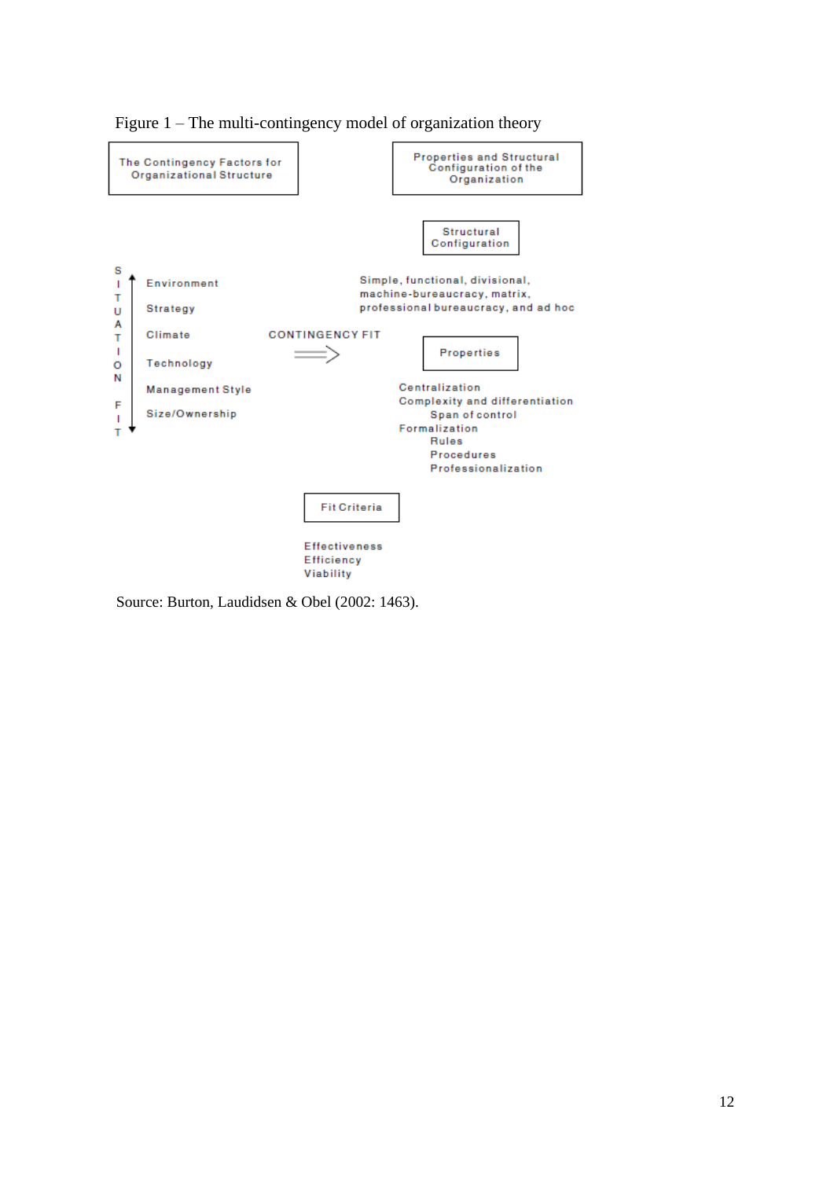Figure 1 – The multi-contingency model of organization theory

The Contingency Factors for Organizational Structure

Properties and Structural Configuration of the Organization

Structural Configuration

SITUATION FIT

Environment

Strategy

Climate

Technology

Management Style

Size/Ownership

CONTINGENCY FIT

Simple, functional, divisional, machine-bureaucracy, matrix, professional bureaucracy, and ad hoc

Properties

Centralization

Complexity and differentiation

Span of control

Formalization

Rules

Procedures

Professionalization

Fit Criteria

Effectiveness

Efficiency

Viability

Source: Burton, Laudidsen & Obel (2002: 1463).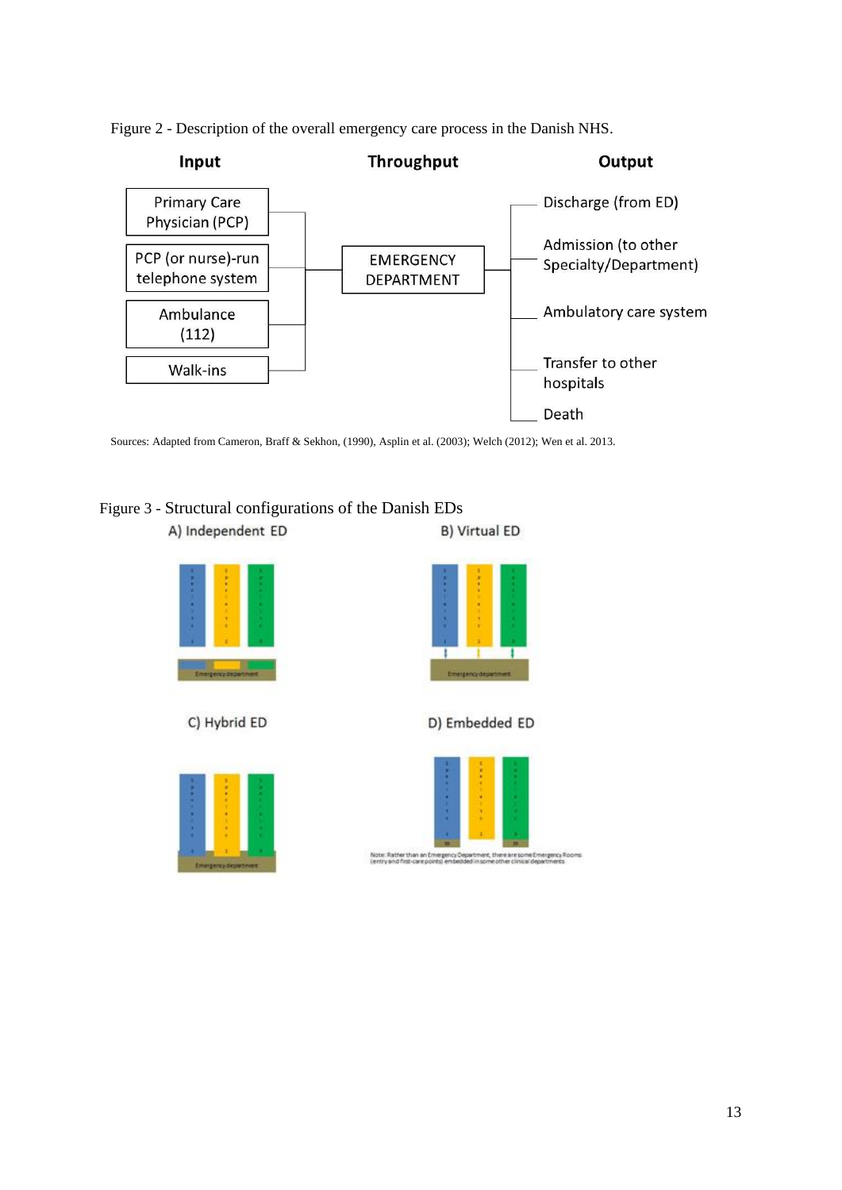Figure 2 - Description of the overall emergency care process in the Danish NHS.

| Input | Throughput | Output |
|---|---|---|
| Primary Care Physician (PCP) | EMERGENCY DEPARTMENT | Discharge (from ED) |
| PCP (or nurse)-run telephone system | | Admission (to other Specialty/Department) |
| Ambulance (112) | | Ambulatory care system |
| Walk-ins | | Transfer to other hospitals |
| | | Death |

Sources: Adapted from Cameron, Braff & Sekhon, (1990), Asplin et al. (2003); Welch (2012); Wen et al. 2013.

Figure 3 - Structural configurations of the Danish EDs

A) Independent ED

B) Virtual ED

C) Hybrid ED

D) Embedded ED

Note: Rather than an Emergency Department, there are some Emergency Rooms (entry and first-care points) embedded in some other clinical departments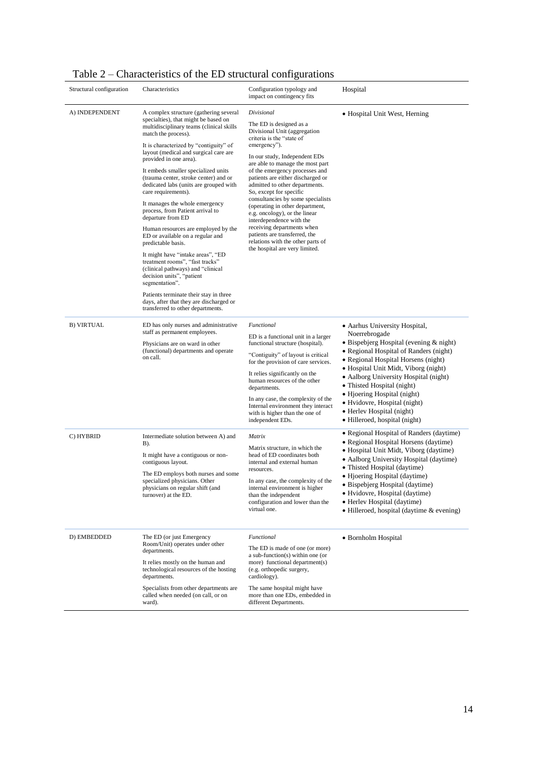Table 2 – Characteristics of the ED structural configurations

| Structural configuration | Characteristics | Configuration typology and impact on contingency fits | Hospital |
|---|---|---|---|
| A) INDEPENDENT | A complex structure (gathering several specialties), that might be based on multidisciplinary teams (clinical skills match the process).<br><br>It is characterized by "contiguity" of layout (medical and surgical care are provided in one area).<br><br>It embeds smaller specialized units (trauma center, stroke center) and or dedicated labs (units are grouped with care requirements).<br><br>It manages the whole emergency process, from Patient arrival to departure from ED<br><br>Human resources are employed by the ED or available on a regular and predictable basis.<br><br>It might have "intake areas", "ED treatment rooms", "fast tracks" (clinical pathways) and "clinical decision units", "patient segmentation".<br><br>Patients terminate their stay in three days, after that they are discharged or transferred to other departments. | *Divisional*<br><br>The ED is designed as a Divisional Unit (aggregation criteria is the "state of emergency").<br><br>In our study, Independent EDs are able to manage the most part of the emergency processes and patients are either discharged or admitted to other departments. So, except for specific consultancies by some specialists (operating in other department, e.g. oncology), or the linear interdependence with the receiving departments when patients are transferred, the relations with the other parts of the hospital are very limited. | • Hospital Unit West, Herning |
| B) VIRTUAL | ED has only nurses and administrative staff as permanent employees.<br><br>Physicians are on ward in other (functional) departments and operate on call. | *Functional*<br><br>ED is a functional unit in a larger functional structure (hospital).<br><br>"Contiguity" of layout is critical for the provision of care services.<br><br>It relies significantly on the human resources of the other departments.<br><br>In any case, the complexity of the Internal environment they interact with is higher than the one of independent EDs. | • Aarhus University Hospital, Noerrebrogade<br>• Bispebjerg Hospital (evening & night)<br>• Regional Hospital of Randers (night)<br>• Regional Hospital Horsens (night)<br>• Hospital Unit Midt, Viborg (night)<br>• Aalborg University Hospital (night)<br>• Thisted Hospital (night)<br>• Hjoering Hospital (night)<br>• Hvidovre, Hospital (night)<br>• Herlev Hospital (night)<br>• Hilleroed, hospital (night) |
| C) HYBRID | Intermediate solution between A) and B).<br><br>It might have a contiguous or non-contiguous layout.<br><br>The ED employs both nurses and some specialized physicians. Other physicians on regular shift (and turnover) at the ED. | *Matrix*<br><br>Matrix structure, in which the head of ED coordinates both internal and external human resources.<br><br>In any case, the complexity of the internal environment is higher than the independent configuration and lower than the virtual one. | • Regional Hospital of Randers (daytime)<br>• Regional Hospital Horsens (daytime)<br>• Hospital Unit Midt, Viborg (daytime)<br>• Aalborg University Hospital (daytime)<br>• Thisted Hospital (daytime)<br>• Hjoering Hospital (daytime)<br>• Bispebjerg Hospital (daytime)<br>• Hvidovre, Hospital (daytime)<br>• Herlev Hospital (daytime)<br>• Hilleroed, hospital (daytime & evening) |
| D) EMBEDDED | The ED (or just Emergency Room/Unit) operates under other departments.<br><br>It relies mostly on the human and technological resources of the hosting departments.<br><br>Specialists from other departments are called when needed (on call, or on ward). | *Functional*<br><br>The ED is made of one (or more) a sub-function(s) within one (or more) functional department(s) (e.g. orthopedic surgery, cardiology).<br><br>The same hospital might have more than one EDs, embedded in different Departments. | • Bornholm Hospital |